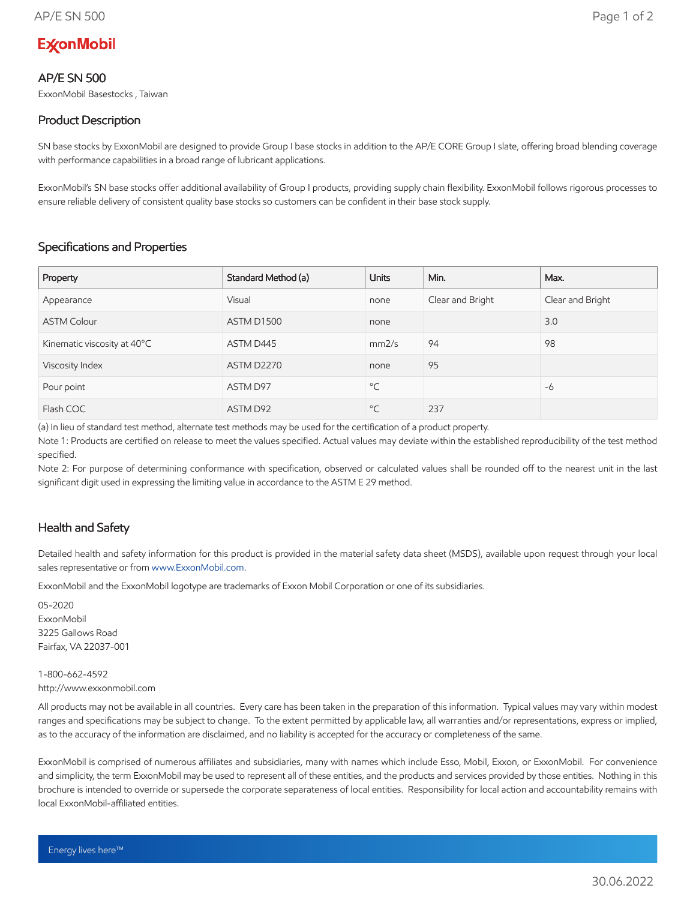ExxonMobil

# AP/E SN 500

ExxonMobil Basestocks , Taiwan

## Product Description

SN base stocks by ExxonMobil are designed to provide Group I base stocks in addition to the AP/E CORE Group I slate, offering broad blending coverage with performance capabilities in a broad range of lubricant applications.

ExxonMobil's SN base stocks offer additional availability of Group I products, providing supply chain flexibility. ExxonMobil follows rigorous processes to ensure reliable delivery of consistent quality base stocks so customers can be confident in their base stock supply.

## Specifications and Properties

| Property | Standard Method (a) | Units | Min. | Max. |
| --- | --- | --- | --- | --- |
| Appearance | Visual | none | Clear and Bright | Clear and Bright |
| ASTM Colour | ASTM D1500 | none | | 3.0 |
| Kinematic viscosity at 40°C | ASTM D445 | mm2/s | 94 | 98 |
| Viscosity Index | ASTM D2270 | none | 95 | |
| Pour point | ASTM D97 | °C | | -6 |
| Flash COC | ASTM D92 | °C | 237 | |

(a) In lieu of standard test method, alternate test methods may be used for the certification of a product property.

Note 1: Products are certified on release to meet the values specified. Actual values may deviate within the established reproducibility of the test method specified.

Note 2: For purpose of determining conformance with specification, observed or calculated values shall be rounded off to the nearest unit in the last significant digit used in expressing the limiting value in accordance to the ASTM E 29 method.

## Health and Safety

Detailed health and safety information for this product is provided in the material safety data sheet (MSDS), available upon request through your local sales representative or from www.ExxonMobil.com.

ExxonMobil and the ExxonMobil logotype are trademarks of Exxon Mobil Corporation or one of its subsidiaries.

05-2020
ExxonMobil
3225 Gallows Road
Fairfax, VA 22037-001

1-800-662-4592
http://www.exxonmobil.com

All products may not be available in all countries. Every care has been taken in the preparation of this information. Typical values may vary within modest ranges and specifications may be subject to change. To the extent permitted by applicable law, all warranties and/or representations, express or implied, as to the accuracy of the information are disclaimed, and no liability is accepted for the accuracy or completeness of the same.

ExxonMobil is comprised of numerous affiliates and subsidiaries, many with names which include Esso, Mobil, Exxon, or ExxonMobil. For convenience and simplicity, the term ExxonMobil may be used to represent all of these entities, and the products and services provided by those entities. Nothing in this brochure is intended to override or supersede the corporate separateness of local entities. Responsibility for local action and accountability remains with local ExxonMobil-affiliated entities.

Energy lives here™

30.06.2022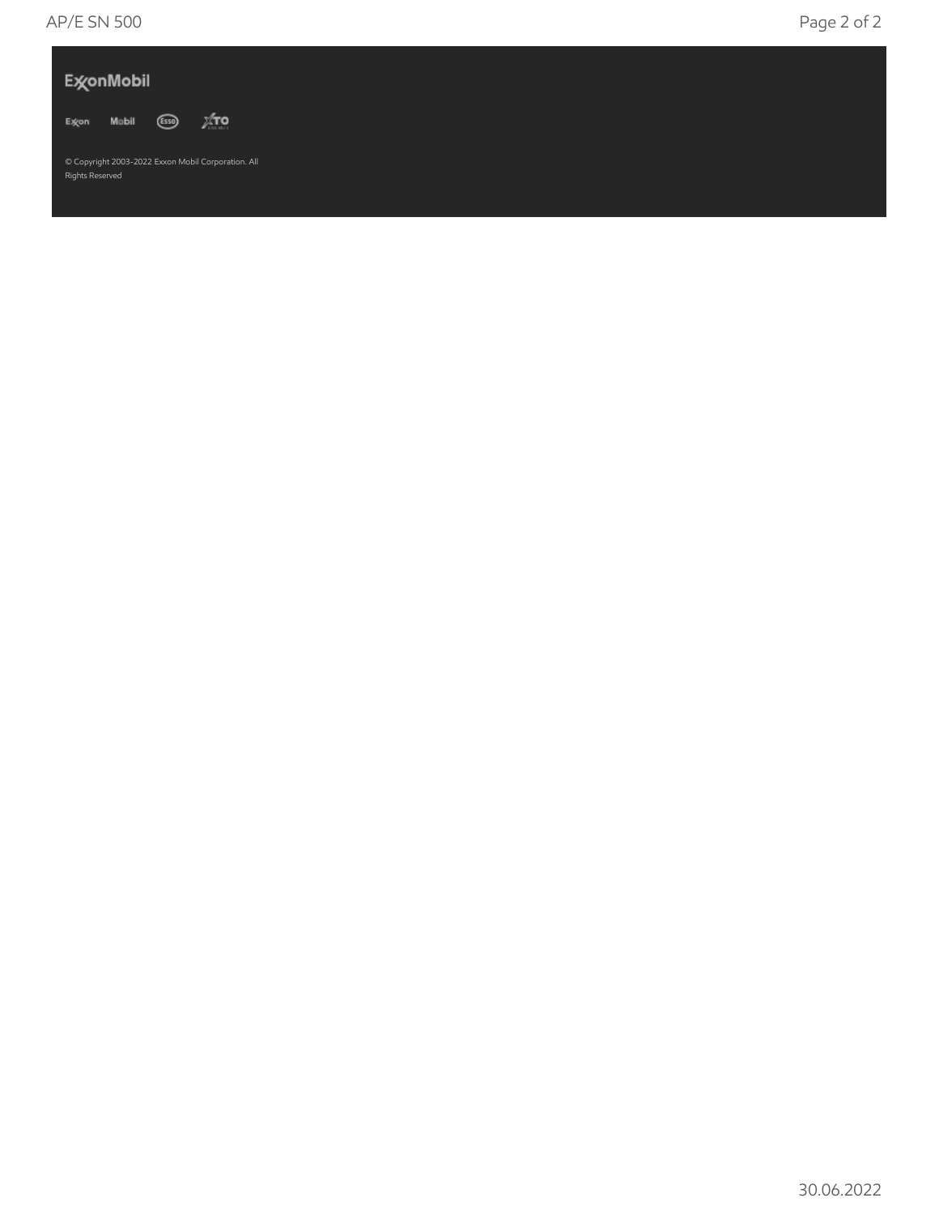ExxonMobil

Exxon Mobil Esso XTO

© Copyright 2003-2022 Exxon Mobil Corporation. All Rights Reserved